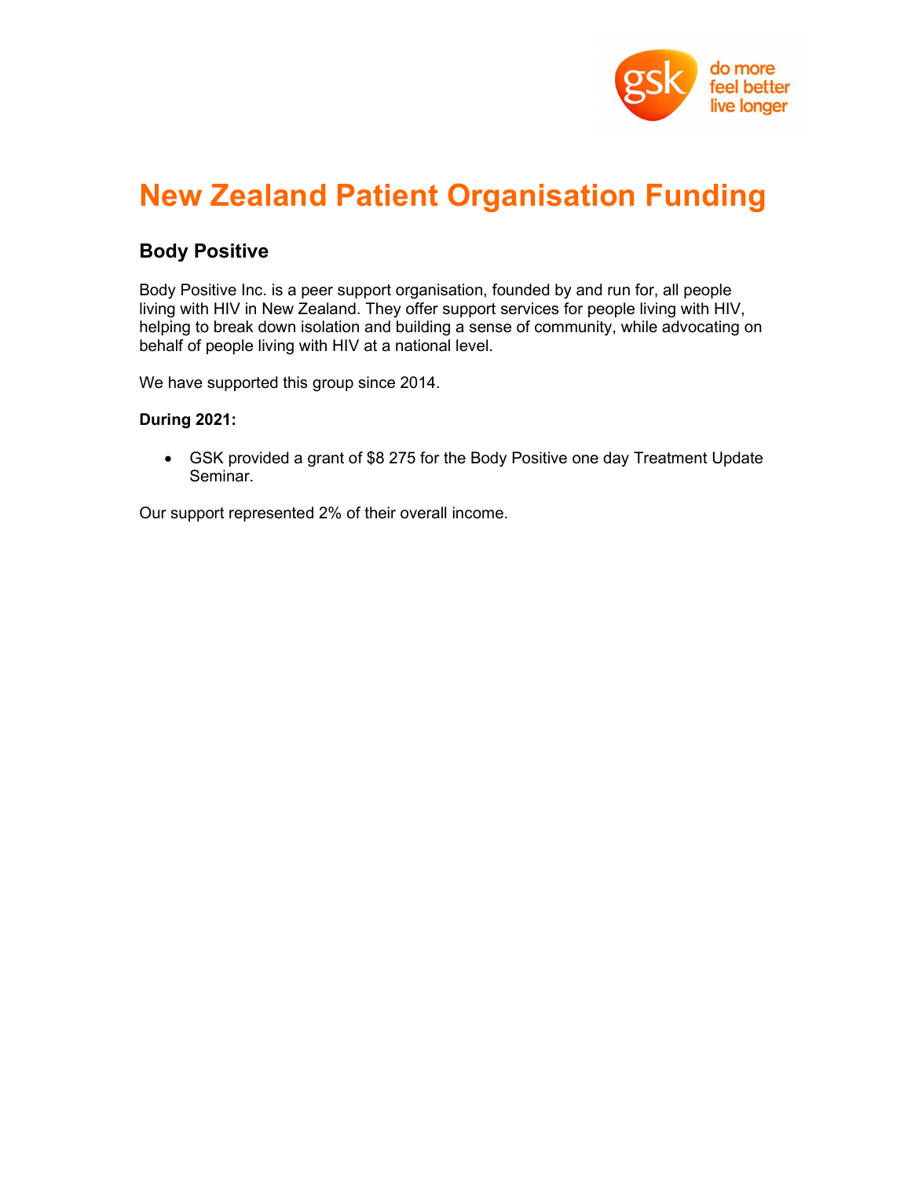# New Zealand Patient Organisation Funding

## Body Positive

Body Positive Inc. is a peer support organisation, founded by and run for, all people living with HIV in New Zealand. They offer support services for people living with HIV, helping to break down isolation and building a sense of community, while advocating on behalf of people living with HIV at a national level.

We have supported this group since 2014.

**During 2021:**

- GSK provided a grant of $8 275 for the Body Positive one day Treatment Update Seminar.

Our support represented 2% of their overall income.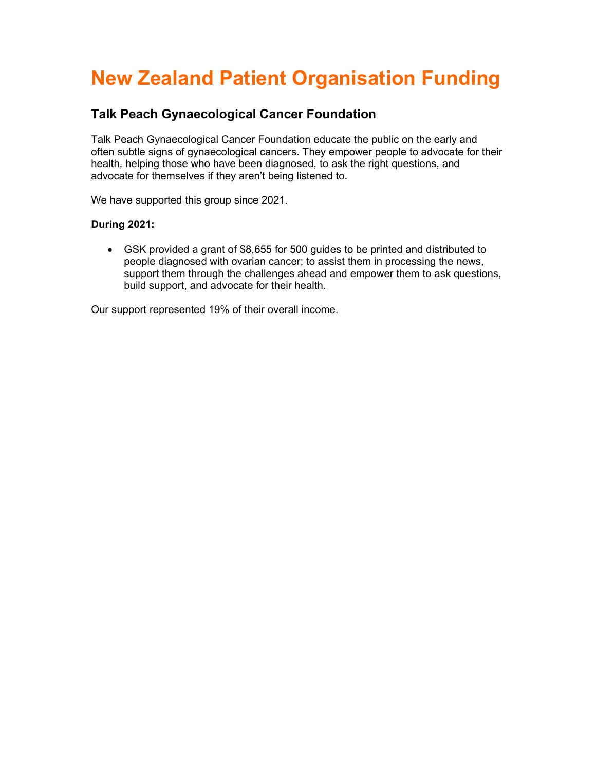# New Zealand Patient Organisation Funding

## Talk Peach Gynaecological Cancer Foundation

Talk Peach Gynaecological Cancer Foundation educate the public on the early and often subtle signs of gynaecological cancers. They empower people to advocate for their health, helping those who have been diagnosed, to ask the right questions, and advocate for themselves if they aren't being listened to.

We have supported this group since 2021.

**During 2021:**

- GSK provided a grant of $8,655 for 500 guides to be printed and distributed to people diagnosed with ovarian cancer; to assist them in processing the news, support them through the challenges ahead and empower them to ask questions, build support, and advocate for their health.

Our support represented 19% of their overall income.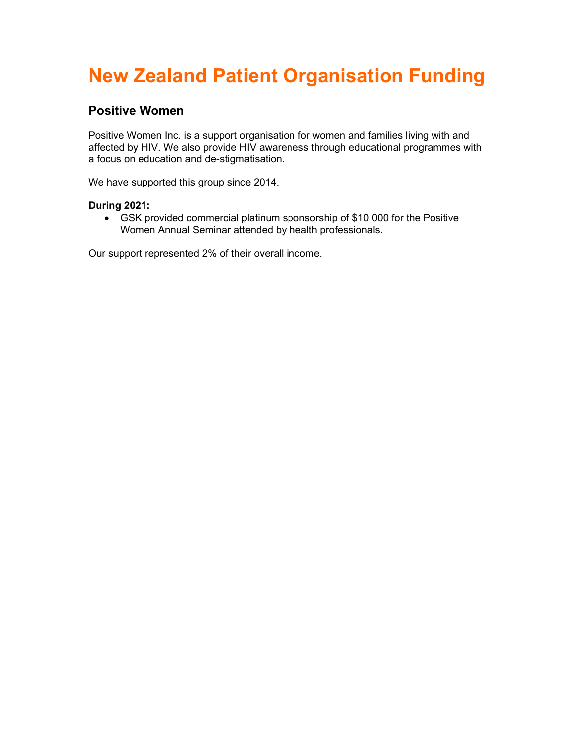# New Zealand Patient Organisation Funding

## Positive Women

Positive Women Inc. is a support organisation for women and families living with and affected by HIV. We also provide HIV awareness through educational programmes with a focus on education and de-stigmatisation.

We have supported this group since 2014.

**During 2021:**

- GSK provided commercial platinum sponsorship of $10 000 for the Positive Women Annual Seminar attended by health professionals.

Our support represented 2% of their overall income.